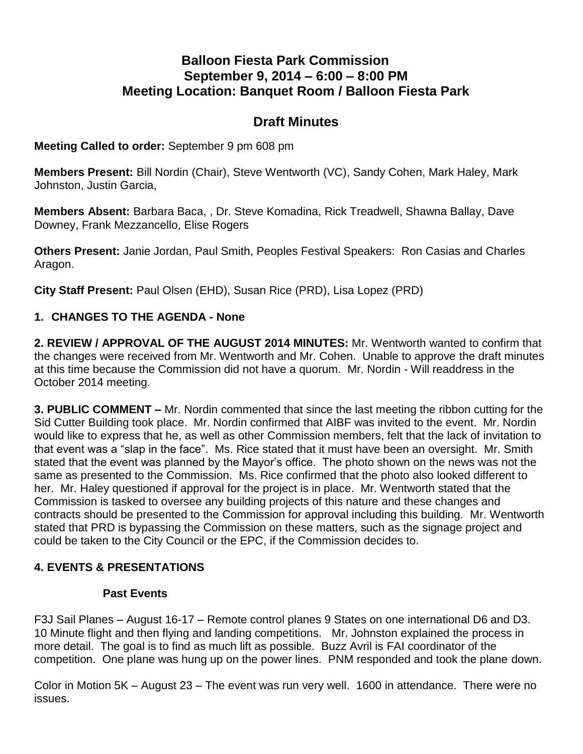# Balloon Fiesta Park Commission
## September 9, 2014 – 6:00 – 8:00 PM
## Meeting Location: Banquet Room / Balloon Fiesta Park

## Draft Minutes

**Meeting Called to order:** September 9 pm 608 pm

**Members Present:** Bill Nordin (Chair), Steve Wentworth (VC), Sandy Cohen, Mark Haley, Mark Johnston, Justin Garcia,

**Members Absent:** Barbara Baca, , Dr. Steve Komadina, Rick Treadwell, Shawna Ballay, Dave Downey, Frank Mezzancello, Elise Rogers

**Others Present:** Janie Jordan, Paul Smith, Peoples Festival Speakers: Ron Casias and Charles Aragon.

**City Staff Present:** Paul Olsen (EHD), Susan Rice (PRD), Lisa Lopez (PRD)

**1. CHANGES TO THE AGENDA - None**

**2. REVIEW / APPROVAL OF THE AUGUST 2014 MINUTES:** Mr. Wentworth wanted to confirm that the changes were received from Mr. Wentworth and Mr. Cohen. Unable to approve the draft minutes at this time because the Commission did not have a quorum. Mr. Nordin - Will readdress in the October 2014 meeting.

**3. PUBLIC COMMENT –** Mr. Nordin commented that since the last meeting the ribbon cutting for the Sid Cutter Building took place. Mr. Nordin confirmed that AIBF was invited to the event. Mr. Nordin would like to express that he, as well as other Commission members, felt that the lack of invitation to that event was a "slap in the face". Ms. Rice stated that it must have been an oversight. Mr. Smith stated that the event was planned by the Mayor's office. The photo shown on the news was not the same as presented to the Commission. Ms. Rice confirmed that the photo also looked different to her. Mr. Haley questioned if approval for the project is in place. Mr. Wentworth stated that the Commission is tasked to oversee any building projects of this nature and these changes and contracts should be presented to the Commission for approval including this building. Mr. Wentworth stated that PRD is bypassing the Commission on these matters, such as the signage project and could be taken to the City Council or the EPC, if the Commission decides to.

**4. EVENTS & PRESENTATIONS**

**Past Events**

F3J Sail Planes – August 16-17 – Remote control planes 9 States on one international D6 and D3. 10 Minute flight and then flying and landing competitions. Mr. Johnston explained the process in more detail. The goal is to find as much lift as possible. Buzz Avril is FAI coordinator of the competition. One plane was hung up on the power lines. PNM responded and took the plane down.

Color in Motion 5K – August 23 – The event was run very well. 1600 in attendance. There were no issues.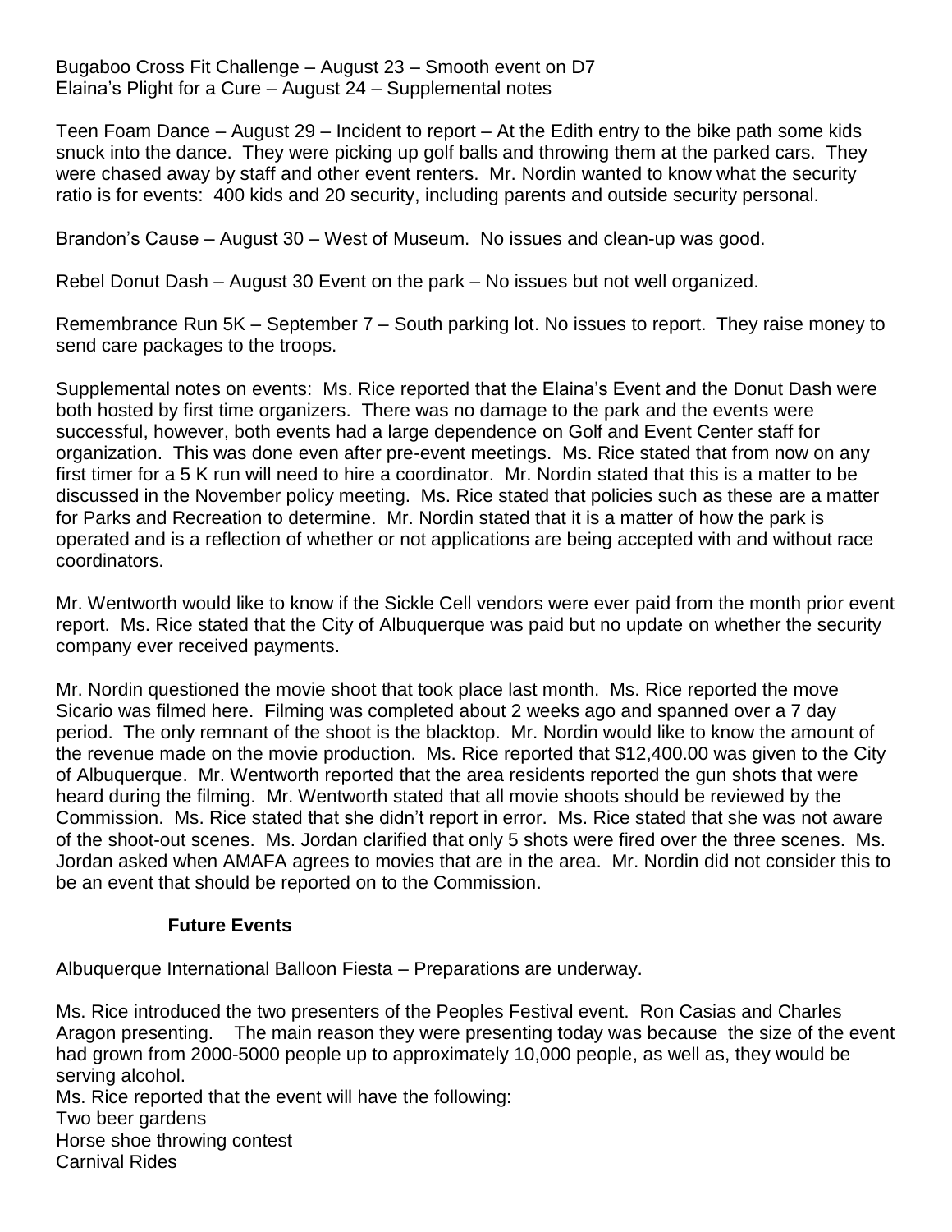Bugaboo Cross Fit Challenge – August 23 – Smooth event on D7
Elaina's Plight for a Cure – August 24 – Supplemental notes

Teen Foam Dance – August 29 – Incident to report – At the Edith entry to the bike path some kids snuck into the dance. They were picking up golf balls and throwing them at the parked cars. They were chased away by staff and other event renters. Mr. Nordin wanted to know what the security ratio is for events: 400 kids and 20 security, including parents and outside security personal.

Brandon's Cause – August 30 – West of Museum. No issues and clean-up was good.

Rebel Donut Dash – August 30 Event on the park – No issues but not well organized.

Remembrance Run 5K – September 7 – South parking lot. No issues to report. They raise money to send care packages to the troops.

Supplemental notes on events: Ms. Rice reported that the Elaina's Event and the Donut Dash were both hosted by first time organizers. There was no damage to the park and the events were successful, however, both events had a large dependence on Golf and Event Center staff for organization. This was done even after pre-event meetings. Ms. Rice stated that from now on any first timer for a 5 K run will need to hire a coordinator. Mr. Nordin stated that this is a matter to be discussed in the November policy meeting. Ms. Rice stated that policies such as these are a matter for Parks and Recreation to determine. Mr. Nordin stated that it is a matter of how the park is operated and is a reflection of whether or not applications are being accepted with and without race coordinators.

Mr. Wentworth would like to know if the Sickle Cell vendors were ever paid from the month prior event report. Ms. Rice stated that the City of Albuquerque was paid but no update on whether the security company ever received payments.

Mr. Nordin questioned the movie shoot that took place last month. Ms. Rice reported the move Sicario was filmed here. Filming was completed about 2 weeks ago and spanned over a 7 day period. The only remnant of the shoot is the blacktop. Mr. Nordin would like to know the amount of the revenue made on the movie production. Ms. Rice reported that $12,400.00 was given to the City of Albuquerque. Mr. Wentworth reported that the area residents reported the gun shots that were heard during the filming. Mr. Wentworth stated that all movie shoots should be reviewed by the Commission. Ms. Rice stated that she didn't report in error. Ms. Rice stated that she was not aware of the shoot-out scenes. Ms. Jordan clarified that only 5 shots were fired over the three scenes. Ms. Jordan asked when AMAFA agrees to movies that are in the area. Mr. Nordin did not consider this to be an event that should be reported on to the Commission.

## Future Events

Albuquerque International Balloon Fiesta – Preparations are underway.

Ms. Rice introduced the two presenters of the Peoples Festival event. Ron Casias and Charles Aragon presenting. The main reason they were presenting today was because the size of the event had grown from 2000-5000 people up to approximately 10,000 people, as well as, they would be serving alcohol.

Ms. Rice reported that the event will have the following:
Two beer gardens
Horse shoe throwing contest
Carnival Rides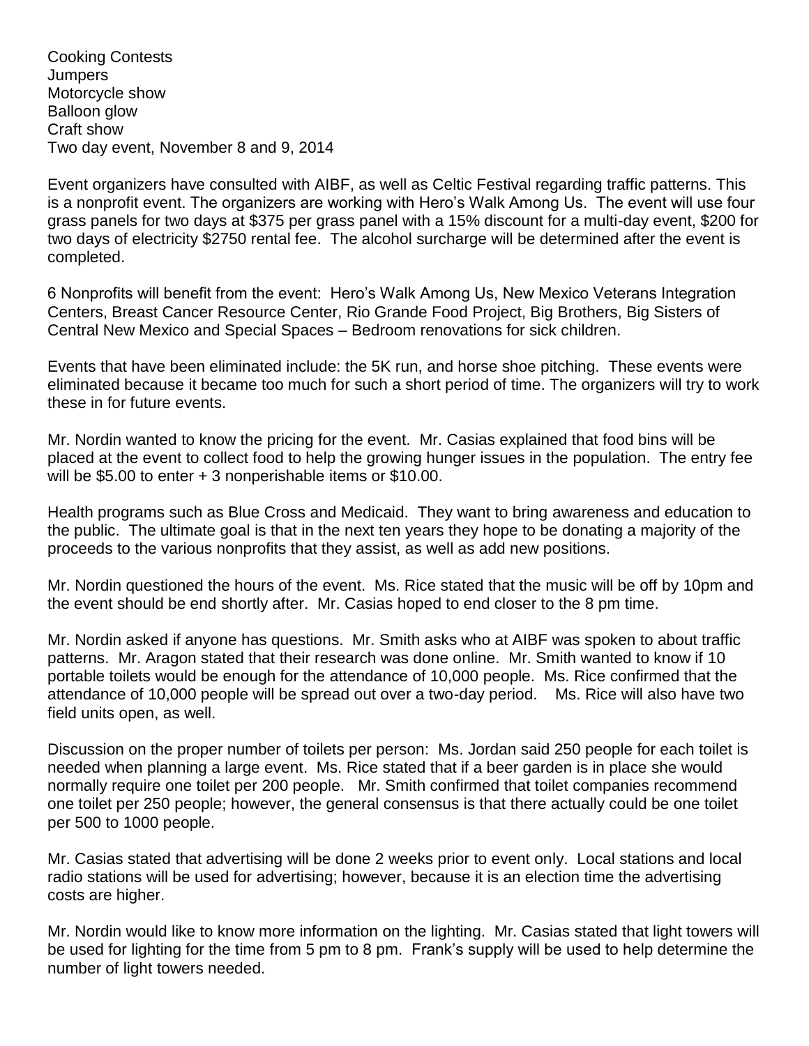Cooking Contests
Jumpers
Motorcycle show
Balloon glow
Craft show
Two day event, November 8 and 9, 2014

Event organizers have consulted with AIBF, as well as Celtic Festival regarding traffic patterns. This is a nonprofit event. The organizers are working with Hero's Walk Among Us. The event will use four grass panels for two days at $375 per grass panel with a 15% discount for a multi-day event, $200 for two days of electricity $2750 rental fee. The alcohol surcharge will be determined after the event is completed.

6 Nonprofits will benefit from the event: Hero's Walk Among Us, New Mexico Veterans Integration Centers, Breast Cancer Resource Center, Rio Grande Food Project, Big Brothers, Big Sisters of Central New Mexico and Special Spaces – Bedroom renovations for sick children.

Events that have been eliminated include: the 5K run, and horse shoe pitching. These events were eliminated because it became too much for such a short period of time. The organizers will try to work these in for future events.

Mr. Nordin wanted to know the pricing for the event. Mr. Casias explained that food bins will be placed at the event to collect food to help the growing hunger issues in the population. The entry fee will be $5.00 to enter + 3 nonperishable items or $10.00.

Health programs such as Blue Cross and Medicaid. They want to bring awareness and education to the public. The ultimate goal is that in the next ten years they hope to be donating a majority of the proceeds to the various nonprofits that they assist, as well as add new positions.

Mr. Nordin questioned the hours of the event. Ms. Rice stated that the music will be off by 10pm and the event should be end shortly after. Mr. Casias hoped to end closer to the 8 pm time.

Mr. Nordin asked if anyone has questions. Mr. Smith asks who at AIBF was spoken to about traffic patterns. Mr. Aragon stated that their research was done online. Mr. Smith wanted to know if 10 portable toilets would be enough for the attendance of 10,000 people. Ms. Rice confirmed that the attendance of 10,000 people will be spread out over a two-day period. Ms. Rice will also have two field units open, as well.

Discussion on the proper number of toilets per person: Ms. Jordan said 250 people for each toilet is needed when planning a large event. Ms. Rice stated that if a beer garden is in place she would normally require one toilet per 200 people. Mr. Smith confirmed that toilet companies recommend one toilet per 250 people; however, the general consensus is that there actually could be one toilet per 500 to 1000 people.

Mr. Casias stated that advertising will be done 2 weeks prior to event only. Local stations and local radio stations will be used for advertising; however, because it is an election time the advertising costs are higher.

Mr. Nordin would like to know more information on the lighting. Mr. Casias stated that light towers will be used for lighting for the time from 5 pm to 8 pm. Frank's supply will be used to help determine the number of light towers needed.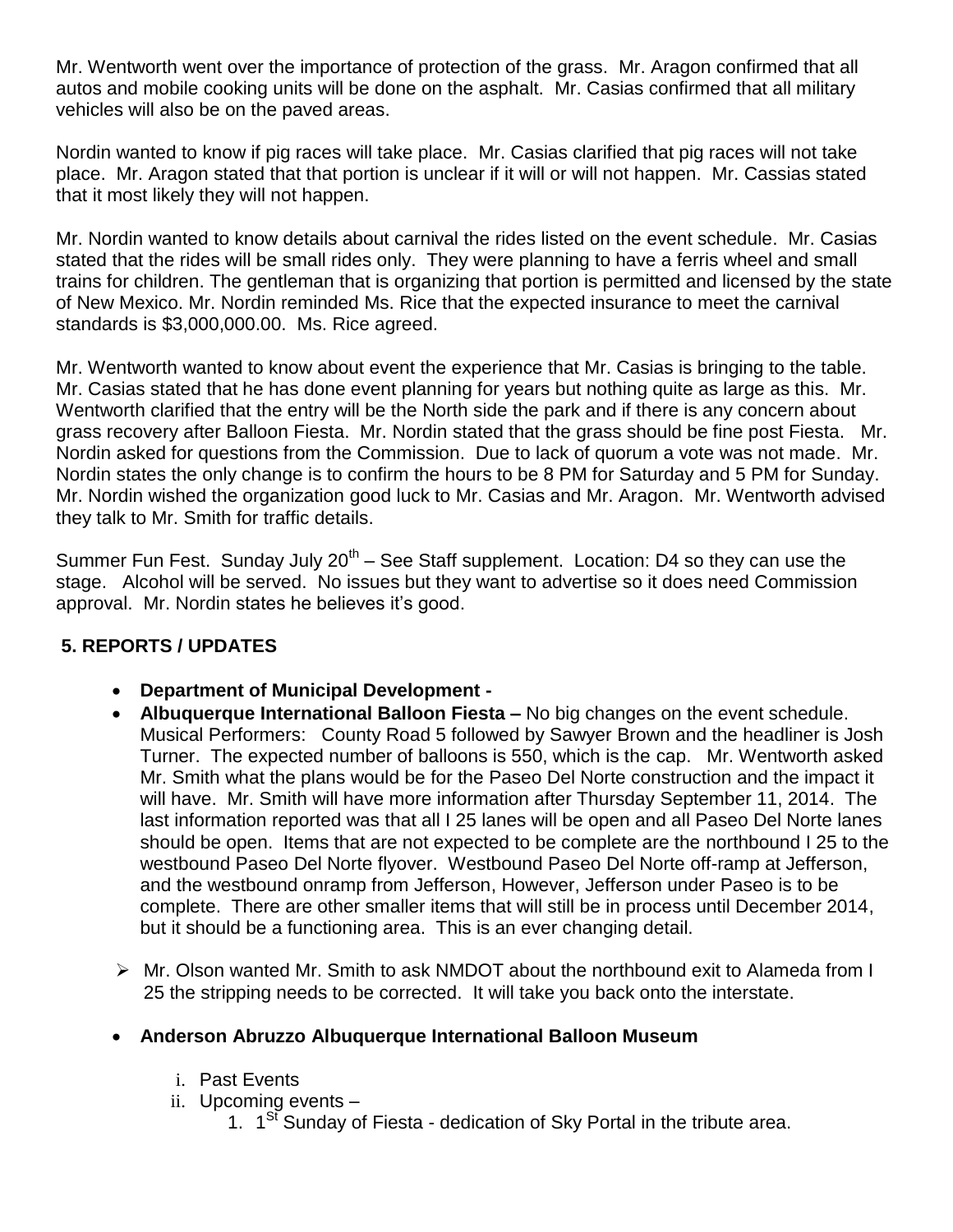Mr. Wentworth went over the importance of protection of the grass. Mr. Aragon confirmed that all autos and mobile cooking units will be done on the asphalt. Mr. Casias confirmed that all military vehicles will also be on the paved areas.

Nordin wanted to know if pig races will take place. Mr. Casias clarified that pig races will not take place. Mr. Aragon stated that that portion is unclear if it will or will not happen. Mr. Cassias stated that it most likely they will not happen.

Mr. Nordin wanted to know details about carnival the rides listed on the event schedule. Mr. Casias stated that the rides will be small rides only. They were planning to have a ferris wheel and small trains for children. The gentleman that is organizing that portion is permitted and licensed by the state of New Mexico. Mr. Nordin reminded Ms. Rice that the expected insurance to meet the carnival standards is $3,000,000.00. Ms. Rice agreed.

Mr. Wentworth wanted to know about event the experience that Mr. Casias is bringing to the table. Mr. Casias stated that he has done event planning for years but nothing quite as large as this. Mr. Wentworth clarified that the entry will be the North side the park and if there is any concern about grass recovery after Balloon Fiesta. Mr. Nordin stated that the grass should be fine post Fiesta. Mr. Nordin asked for questions from the Commission. Due to lack of quorum a vote was not made. Mr. Nordin states the only change is to confirm the hours to be 8 PM for Saturday and 5 PM for Sunday. Mr. Nordin wished the organization good luck to Mr. Casias and Mr. Aragon. Mr. Wentworth advised they talk to Mr. Smith for traffic details.

Summer Fun Fest. Sunday July 20th – See Staff supplement. Location: D4 so they can use the stage. Alcohol will be served. No issues but they want to advertise so it does need Commission approval. Mr. Nordin states he believes it's good.

## 5. REPORTS / UPDATES

- **Department of Municipal Development -**
- **Albuquerque International Balloon Fiesta –** No big changes on the event schedule. Musical Performers: County Road 5 followed by Sawyer Brown and the headliner is Josh Turner. The expected number of balloons is 550, which is the cap. Mr. Wentworth asked Mr. Smith what the plans would be for the Paseo Del Norte construction and the impact it will have. Mr. Smith will have more information after Thursday September 11, 2014. The last information reported was that all I 25 lanes will be open and all Paseo Del Norte lanes should be open. Items that are not expected to be complete are the northbound I 25 to the westbound Paseo Del Norte flyover. Westbound Paseo Del Norte off-ramp at Jefferson, and the westbound onramp from Jefferson, However, Jefferson under Paseo is to be complete. There are other smaller items that will still be in process until December 2014, but it should be a functioning area. This is an ever changing detail.

- Mr. Olson wanted Mr. Smith to ask NMDOT about the northbound exit to Alameda from I 25 the stripping needs to be corrected. It will take you back onto the interstate.

- **Anderson Abruzzo Albuquerque International Balloon Museum**
  - i. Past Events
  - ii. Upcoming events –
    1. 1st Sunday of Fiesta - dedication of Sky Portal in the tribute area.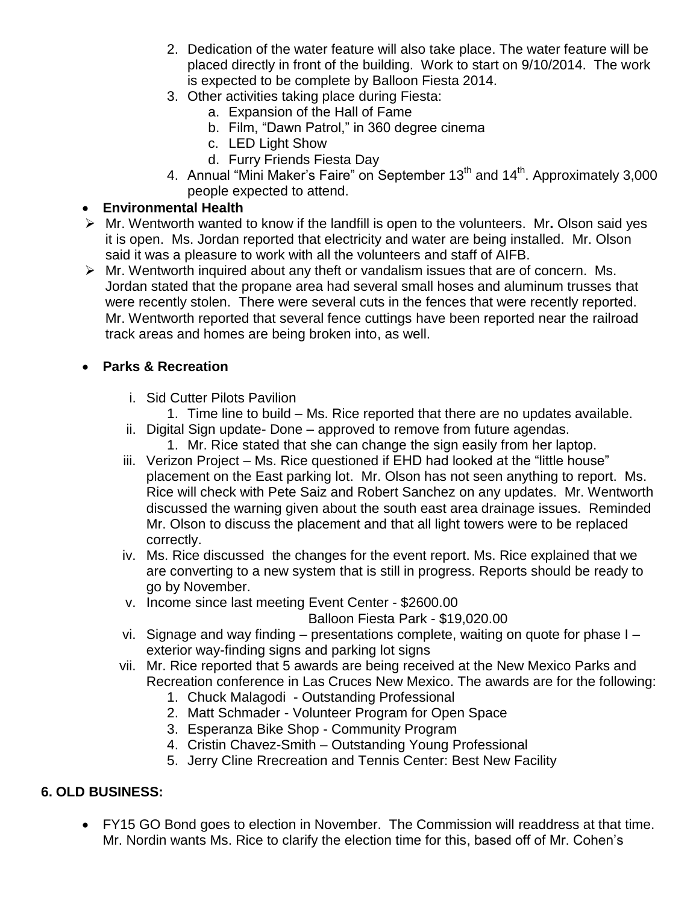2. Dedication of the water feature will also take place. The water feature will be placed directly in front of the building. Work to start on 9/10/2014. The work is expected to be complete by Balloon Fiesta 2014.
3. Other activities taking place during Fiesta:
   a. Expansion of the Hall of Fame
   b. Film, "Dawn Patrol," in 360 degree cinema
   c. LED Light Show
   d. Furry Friends Fiesta Day
4. Annual "Mini Maker's Faire" on September 13th and 14th. Approximately 3,000 people expected to attend.

- **Environmental Health**

- Mr. Wentworth wanted to know if the landfill is open to the volunteers. Mr**.** Olson said yes it is open. Ms. Jordan reported that electricity and water are being installed. Mr. Olson said it was a pleasure to work with all the volunteers and staff of AIFB.
- Mr. Wentworth inquired about any theft or vandalism issues that are of concern. Ms. Jordan stated that the propane area had several small hoses and aluminum trusses that were recently stolen. There were several cuts in the fences that were recently reported. Mr. Wentworth reported that several fence cuttings have been reported near the railroad track areas and homes are being broken into, as well.

- **Parks & Recreation**

  i. Sid Cutter Pilots Pavilion
     1. Time line to build – Ms. Rice reported that there are no updates available.
  ii. Digital Sign update- Done – approved to remove from future agendas.
     1. Mr. Rice stated that she can change the sign easily from her laptop.
  iii. Verizon Project – Ms. Rice questioned if EHD had looked at the "little house" placement on the East parking lot. Mr. Olson has not seen anything to report. Ms. Rice will check with Pete Saiz and Robert Sanchez on any updates. Mr. Wentworth discussed the warning given about the south east area drainage issues. Reminded Mr. Olson to discuss the placement and that all light towers were to be replaced correctly.
  iv. Ms. Rice discussed the changes for the event report. Ms. Rice explained that we are converting to a new system that is still in progress. Reports should be ready to go by November.
  v. Income since last meeting Event Center - $2600.00
     Balloon Fiesta Park - $19,020.00
  vi. Signage and way finding – presentations complete, waiting on quote for phase I – exterior way-finding signs and parking lot signs
  vii. Mr. Rice reported that 5 awards are being received at the New Mexico Parks and Recreation conference in Las Cruces New Mexico. The awards are for the following:
     1. Chuck Malagodi - Outstanding Professional
     2. Matt Schmader - Volunteer Program for Open Space
     3. Esperanza Bike Shop - Community Program
     4. Cristin Chavez-Smith – Outstanding Young Professional
     5. Jerry Cline Rrecreation and Tennis Center: Best New Facility

## 6. OLD BUSINESS:

- FY15 GO Bond goes to election in November. The Commission will readdress at that time. Mr. Nordin wants Ms. Rice to clarify the election time for this, based off of Mr. Cohen's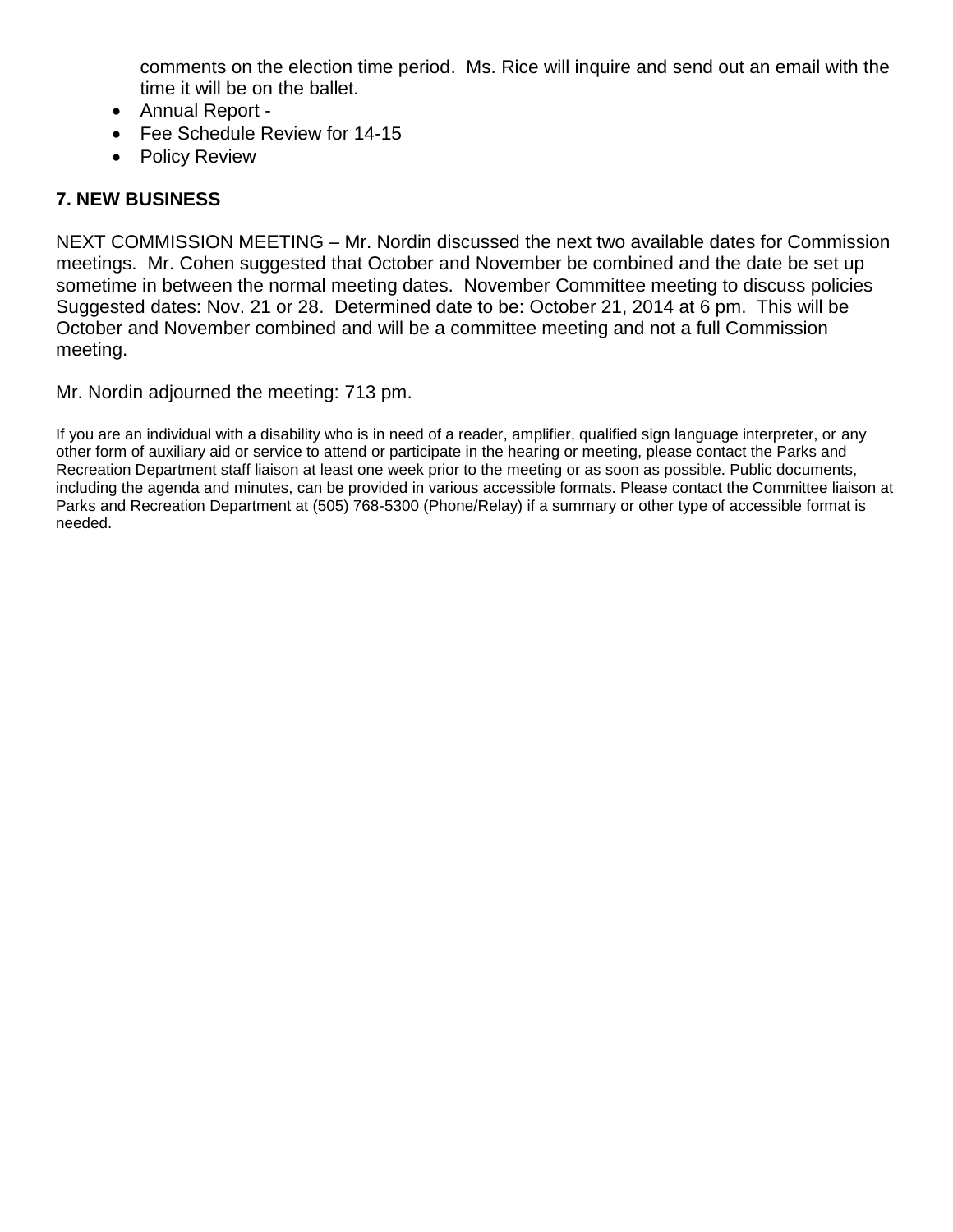comments on the election time period. Ms. Rice will inquire and send out an email with the time it will be on the ballet.

- Annual Report -
- Fee Schedule Review for 14-15
- Policy Review

**7. NEW BUSINESS**

NEXT COMMISSION MEETING – Mr. Nordin discussed the next two available dates for Commission meetings. Mr. Cohen suggested that October and November be combined and the date be set up sometime in between the normal meeting dates. November Committee meeting to discuss policies Suggested dates: Nov. 21 or 28. Determined date to be: October 21, 2014 at 6 pm. This will be October and November combined and will be a committee meeting and not a full Commission meeting.

Mr. Nordin adjourned the meeting: 713 pm.

If you are an individual with a disability who is in need of a reader, amplifier, qualified sign language interpreter, or any other form of auxiliary aid or service to attend or participate in the hearing or meeting, please contact the Parks and Recreation Department staff liaison at least one week prior to the meeting or as soon as possible. Public documents, including the agenda and minutes, can be provided in various accessible formats. Please contact the Committee liaison at Parks and Recreation Department at (505) 768-5300 (Phone/Relay) if a summary or other type of accessible format is needed.